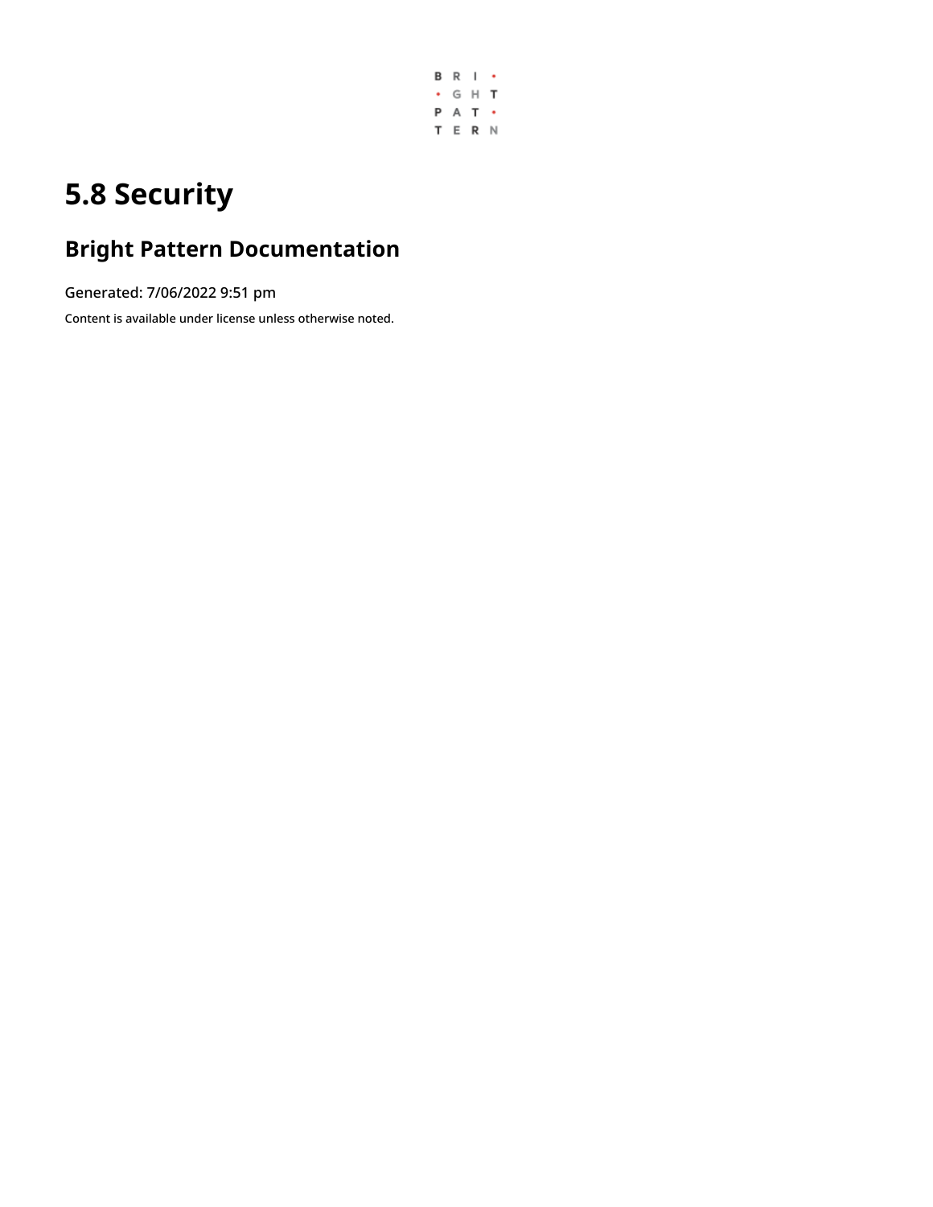# 5.8 Security

## Bright Pattern Documentation

Generated: 7/06/2022 9:51 pm

Content is available under license unless otherwise noted.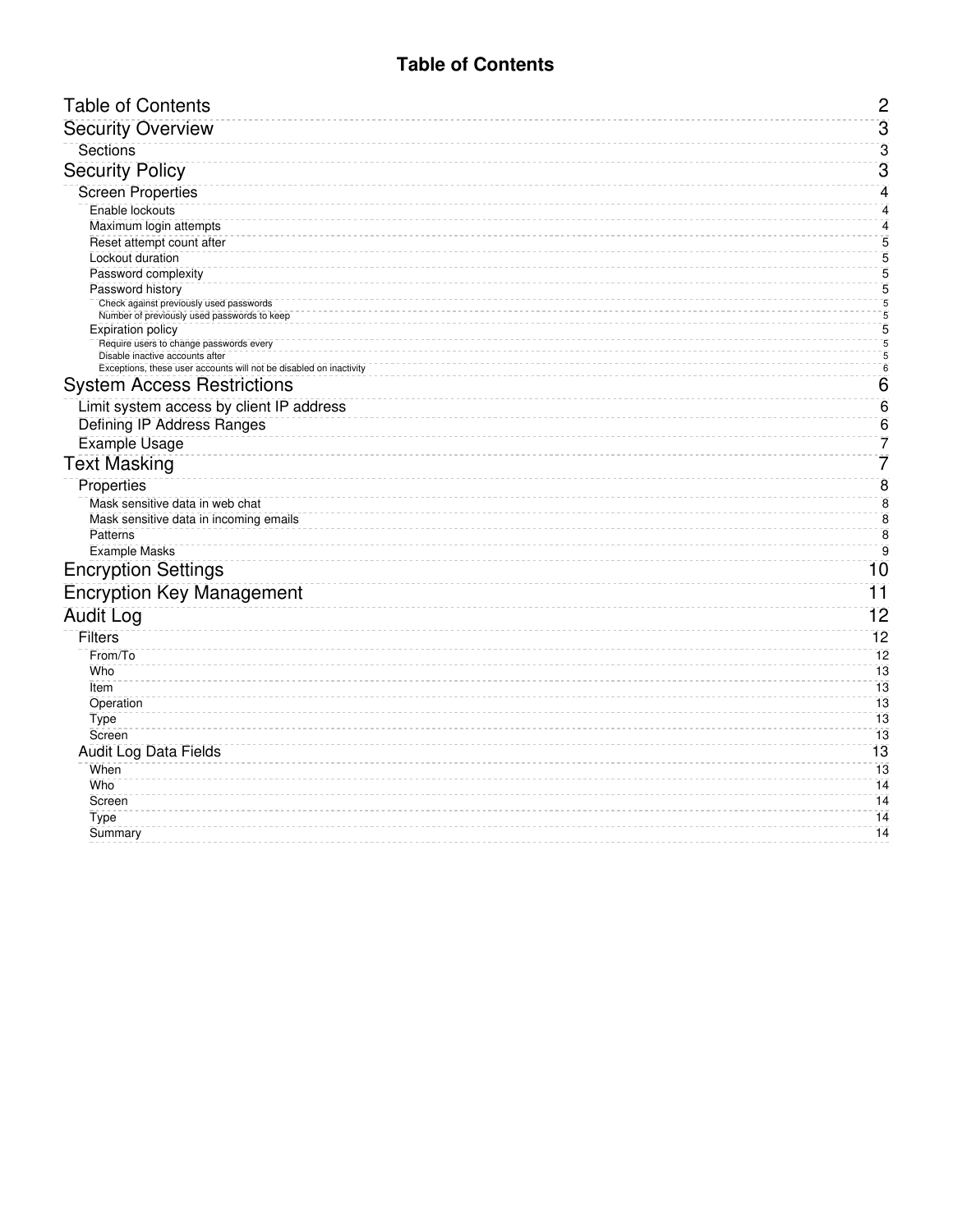# Table of Contents

- Table of Contents — 2
- Security Overview — 3
  - Sections — 3
- Security Policy — 3
  - Screen Properties — 4
    - Enable lockouts — 4
    - Maximum login attempts — 4
    - Reset attempt count after — 5
    - Lockout duration — 5
    - Password complexity — 5
    - Password history — 5
      - Check against previously used passwords — 5
      - Number of previously used passwords to keep — 5
    - Expiration policy — 5
      - Require users to change passwords every — 5
      - Disable inactive accounts after — 5
      - Exceptions, these user accounts will not be disabled on inactivity — 6
- System Access Restrictions — 6
  - Limit system access by client IP address — 6
  - Defining IP Address Ranges — 6
  - Example Usage — 7
- Text Masking — 7
  - Properties — 8
    - Mask sensitive data in web chat — 8
    - Mask sensitive data in incoming emails — 8
    - Patterns — 8
    - Example Masks — 9
- Encryption Settings — 10
- Encryption Key Management — 11
- Audit Log — 12
  - Filters — 12
    - From/To — 12
    - Who — 13
    - Item — 13
    - Operation — 13
    - Type — 13
    - Screen — 13
  - Audit Log Data Fields — 13
    - When — 13
    - Who — 14
    - Screen — 14
    - Type — 14
    - Summary — 14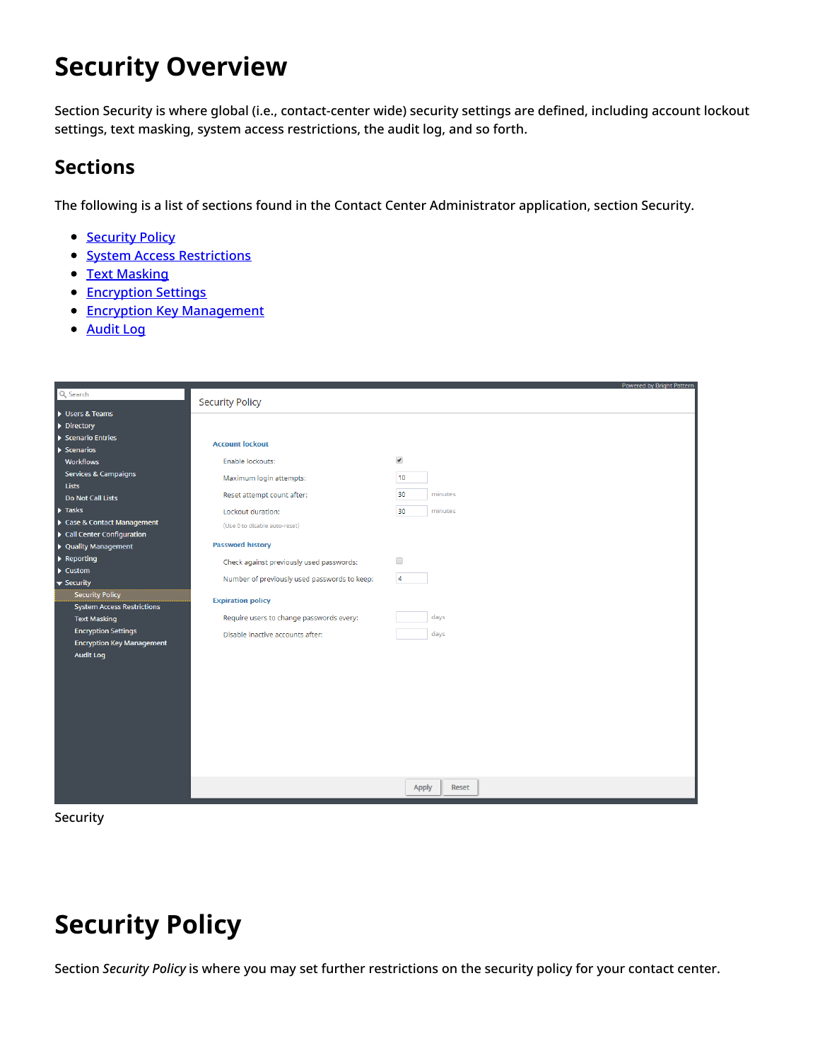# Security Overview

Section Security is where global (i.e., contact-center wide) security settings are defined, including account lockout settings, text masking, system access restrictions, the audit log, and so forth.

## Sections

The following is a list of sections found in the Contact Center Administrator application, section Security.

- Security Policy
- System Access Restrictions
- Text Masking
- Encryption Settings
- Encryption Key Management
- Audit Log

Security

# Security Policy

Section *Security Policy* is where you may set further restrictions on the security policy for your contact center.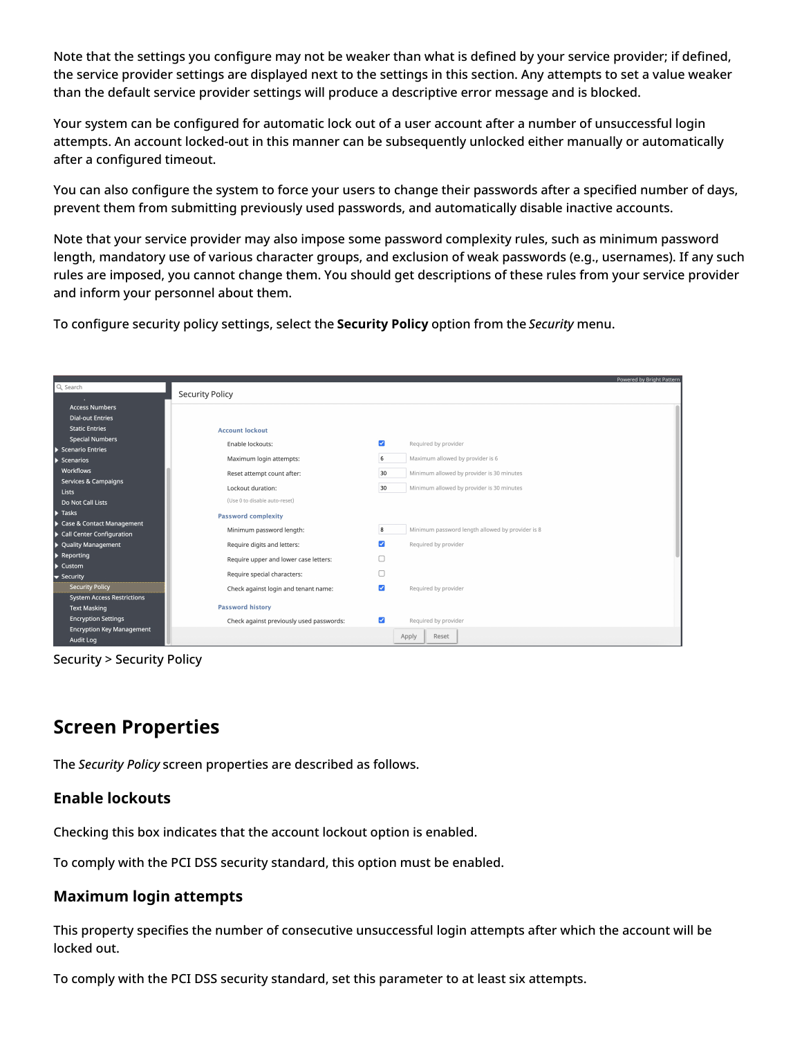Note that the settings you configure may not be weaker than what is defined by your service provider; if defined, the service provider settings are displayed next to the settings in this section. Any attempts to set a value weaker than the default service provider settings will produce a descriptive error message and is blocked.

Your system can be configured for automatic lock out of a user account after a number of unsuccessful login attempts. An account locked-out in this manner can be subsequently unlocked either manually or automatically after a configured timeout.

You can also configure the system to force your users to change their passwords after a specified number of days, prevent them from submitting previously used passwords, and automatically disable inactive accounts.

Note that your service provider may also impose some password complexity rules, such as minimum password length, mandatory use of various character groups, and exclusion of weak passwords (e.g., usernames). If any such rules are imposed, you cannot change them. You should get descriptions of these rules from your service provider and inform your personnel about them.

To configure security policy settings, select the **Security Policy** option from the *Security* menu.

Security > Security Policy

## Screen Properties

The *Security Policy* screen properties are described as follows.

### Enable lockouts

Checking this box indicates that the account lockout option is enabled.

To comply with the PCI DSS security standard, this option must be enabled.

### Maximum login attempts

This property specifies the number of consecutive unsuccessful login attempts after which the account will be locked out.

To comply with the PCI DSS security standard, set this parameter to at least six attempts.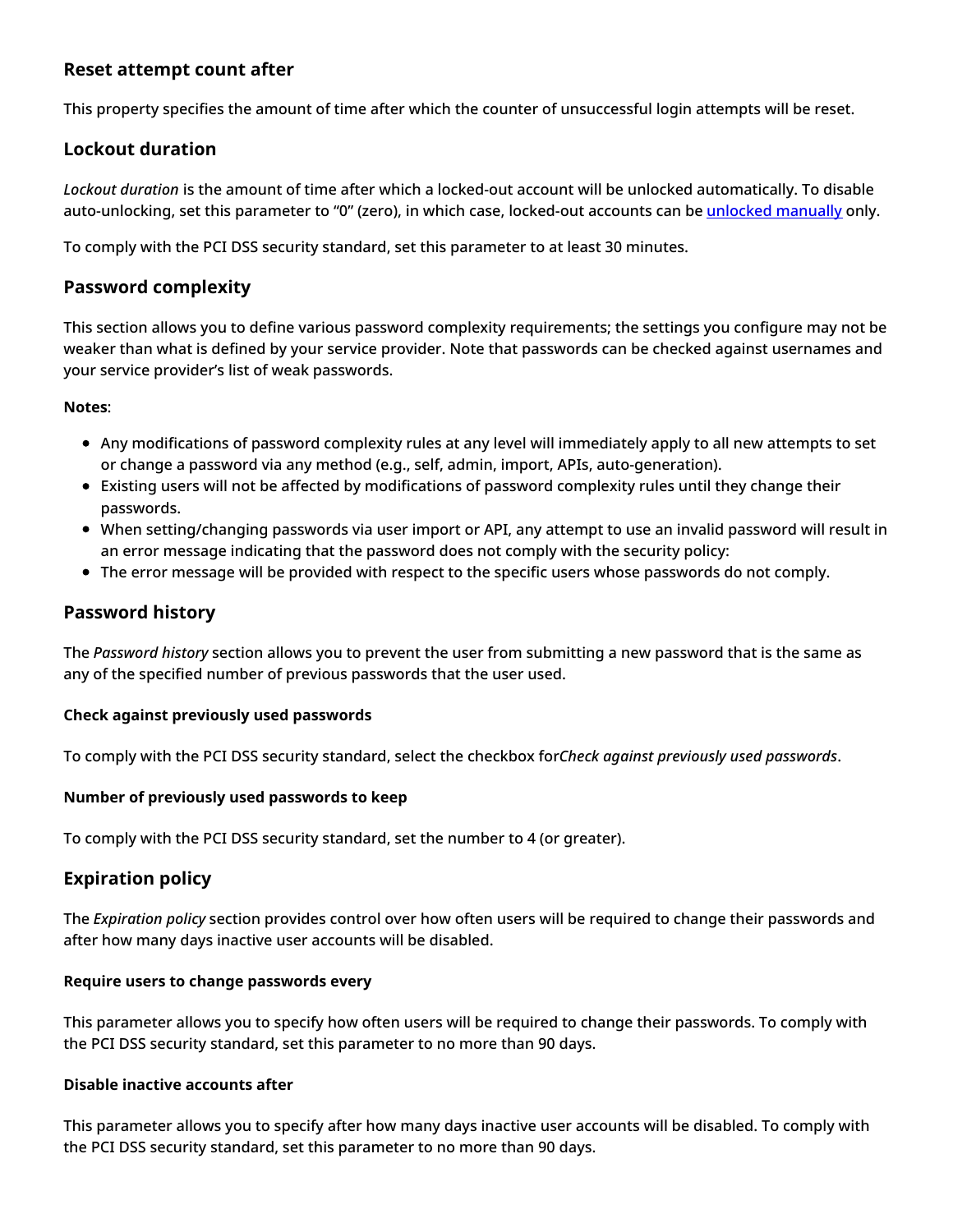## Reset attempt count after

This property specifies the amount of time after which the counter of unsuccessful login attempts will be reset.

## Lockout duration

*Lockout duration* is the amount of time after which a locked-out account will be unlocked automatically. To disable auto-unlocking, set this parameter to "0" (zero), in which case, locked-out accounts can be unlocked manually only.

To comply with the PCI DSS security standard, set this parameter to at least 30 minutes.

## Password complexity

This section allows you to define various password complexity requirements; the settings you configure may not be weaker than what is defined by your service provider. Note that passwords can be checked against usernames and your service provider's list of weak passwords.

**Notes**:

- Any modifications of password complexity rules at any level will immediately apply to all new attempts to set or change a password via any method (e.g., self, admin, import, APIs, auto-generation).
- Existing users will not be affected by modifications of password complexity rules until they change their passwords.
- When setting/changing passwords via user import or API, any attempt to use an invalid password will result in an error message indicating that the password does not comply with the security policy:
- The error message will be provided with respect to the specific users whose passwords do not comply.

## Password history

The *Password history* section allows you to prevent the user from submitting a new password that is the same as any of the specified number of previous passwords that the user used.

#### Check against previously used passwords

To comply with the PCI DSS security standard, select the checkbox for*Check against previously used passwords*.

#### Number of previously used passwords to keep

To comply with the PCI DSS security standard, set the number to 4 (or greater).

## Expiration policy

The *Expiration policy* section provides control over how often users will be required to change their passwords and after how many days inactive user accounts will be disabled.

#### Require users to change passwords every

This parameter allows you to specify how often users will be required to change their passwords. To comply with the PCI DSS security standard, set this parameter to no more than 90 days.

#### Disable inactive accounts after

This parameter allows you to specify after how many days inactive user accounts will be disabled. To comply with the PCI DSS security standard, set this parameter to no more than 90 days.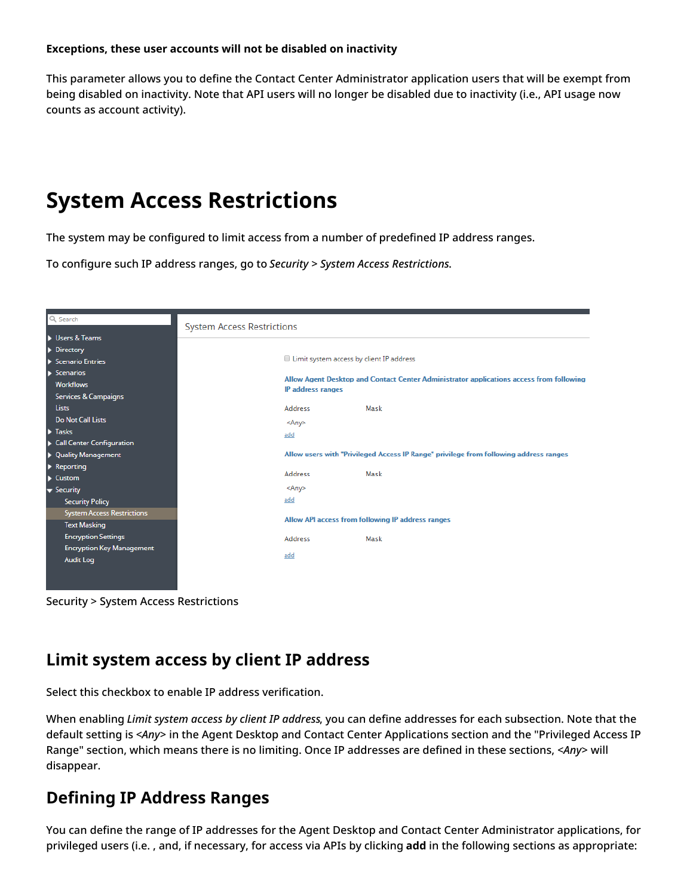**Exceptions, these user accounts will not be disabled on inactivity**

This parameter allows you to define the Contact Center Administrator application users that will be exempt from being disabled on inactivity. Note that API users will no longer be disabled due to inactivity (i.e., API usage now counts as account activity).

# System Access Restrictions

The system may be configured to limit access from a number of predefined IP address ranges.

To configure such IP address ranges, go to *Security* > *System Access Restrictions*.

Security > System Access Restrictions

## Limit system access by client IP address

Select this checkbox to enable IP address verification.

When enabling *Limit system access by client IP address*, you can define addresses for each subsection. Note that the default setting is *<Any>* in the Agent Desktop and Contact Center Applications section and the "Privileged Access IP Range" section, which means there is no limiting. Once IP addresses are defined in these sections, *<Any>* will disappear.

## Defining IP Address Ranges

You can define the range of IP addresses for the Agent Desktop and Contact Center Administrator applications, for privileged users (i.e. , and, if necessary, for access via APIs by clicking **add** in the following sections as appropriate: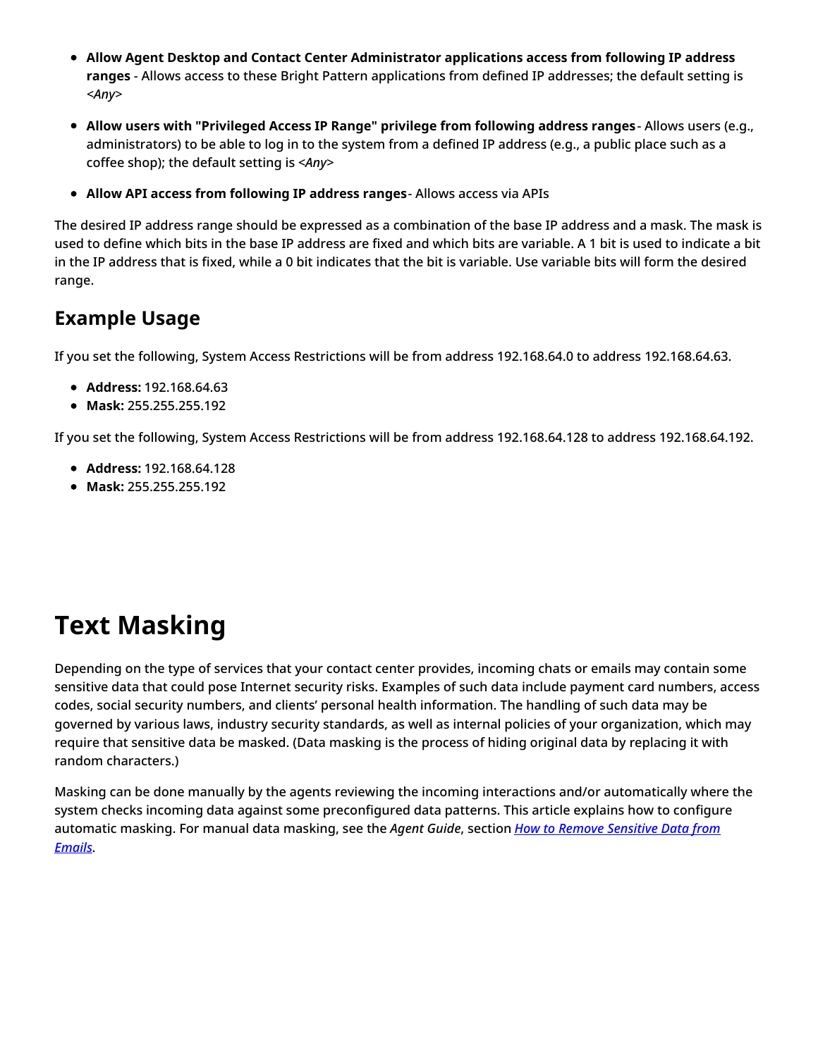- **Allow Agent Desktop and Contact Center Administrator applications access from following IP address ranges** - Allows access to these Bright Pattern applications from defined IP addresses; the default setting is *<Any>*
- **Allow users with "Privileged Access IP Range" privilege from following address ranges**- Allows users (e.g., administrators) to be able to log in to the system from a defined IP address (e.g., a public place such as a coffee shop); the default setting is *<Any>*
- **Allow API access from following IP address ranges**- Allows access via APIs

The desired IP address range should be expressed as a combination of the base IP address and a mask. The mask is used to define which bits in the base IP address are fixed and which bits are variable. A 1 bit is used to indicate a bit in the IP address that is fixed, while a 0 bit indicates that the bit is variable. Use variable bits will form the desired range.

## Example Usage

If you set the following, System Access Restrictions will be from address 192.168.64.0 to address 192.168.64.63.

- **Address:** 192.168.64.63
- **Mask:** 255.255.255.192

If you set the following, System Access Restrictions will be from address 192.168.64.128 to address 192.168.64.192.

- **Address:** 192.168.64.128
- **Mask:** 255.255.255.192

# Text Masking

Depending on the type of services that your contact center provides, incoming chats or emails may contain some sensitive data that could pose Internet security risks. Examples of such data include payment card numbers, access codes, social security numbers, and clients' personal health information. The handling of such data may be governed by various laws, industry security standards, as well as internal policies of your organization, which may require that sensitive data be masked. (Data masking is the process of hiding original data by replacing it with random characters.)

Masking can be done manually by the agents reviewing the incoming interactions and/or automatically where the system checks incoming data against some preconfigured data patterns. This article explains how to configure automatic masking. For manual data masking, see the *Agent Guide*, section *How to Remove Sensitive Data from Emails*.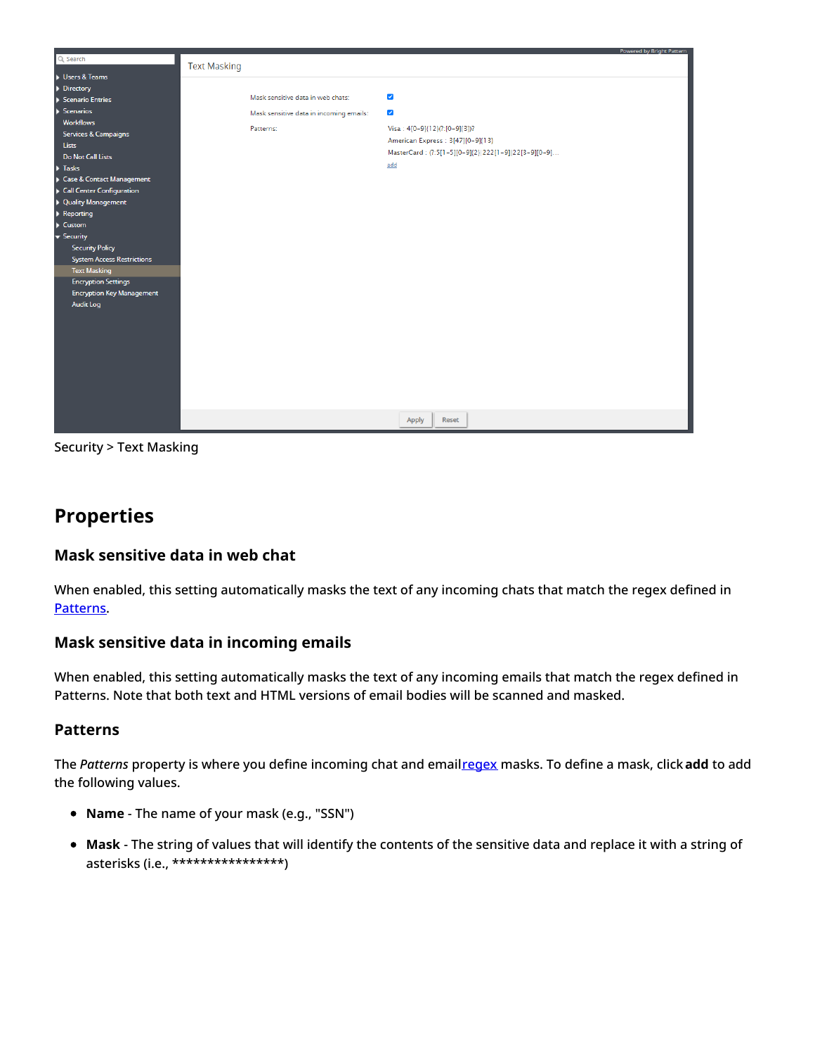Security > Text Masking

## Properties

### Mask sensitive data in web chat

When enabled, this setting automatically masks the text of any incoming chats that match the regex defined in Patterns.

### Mask sensitive data in incoming emails

When enabled, this setting automatically masks the text of any incoming emails that match the regex defined in Patterns. Note that both text and HTML versions of email bodies will be scanned and masked.

### Patterns

The *Patterns* property is where you define incoming chat and email regex masks. To define a mask, click **add** to add the following values.

- **Name** - The name of your mask (e.g., "SSN")
- **Mask** - The string of values that will identify the contents of the sensitive data and replace it with a string of asterisks (i.e., ****************)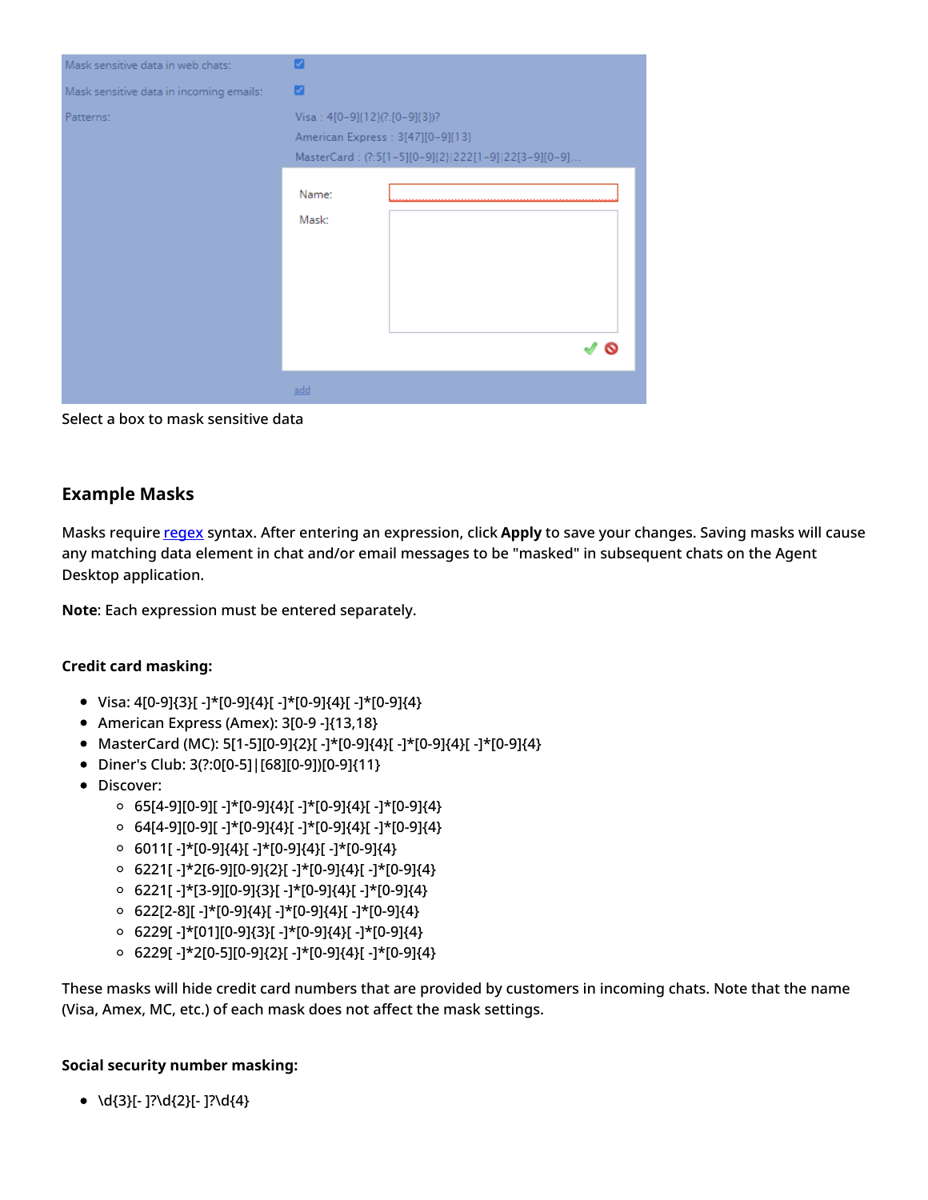Select a box to mask sensitive data

## Example Masks

Masks require [regex] syntax. After entering an expression, click **Apply** to save your changes. Saving masks will cause any matching data element in chat and/or email messages to be "masked" in subsequent chats on the Agent Desktop application.

**Note**: Each expression must be entered separately.

**Credit card masking:**

- Visa: 4[0-9]{3}[ -]*[0-9]{4}[ -]*[0-9]{4}[ -]*[0-9]{4}
- American Express (Amex): 3[0-9 -]{13,18}
- MasterCard (MC): 5[1-5][0-9]{2}[ -]*[0-9]{4}[ -]*[0-9]{4}[ -]*[0-9]{4}
- Diner's Club: 3(?:0[0-5]|[68][0-9])[0-9]{11}
- Discover:
  - 65[4-9][0-9][ -]*[0-9]{4}[ -]*[0-9]{4}[ -]*[0-9]{4}
  - 64[4-9][0-9][ -]*[0-9]{4}[ -]*[0-9]{4}[ -]*[0-9]{4}
  - 6011[ -]*[0-9]{4}[ -]*[0-9]{4}[ -]*[0-9]{4}
  - 6221[ -]*2[6-9][0-9]{2}[ -]*[0-9]{4}[ -]*[0-9]{4}
  - 6221[ -]*[3-9][0-9]{3}[ -]*[0-9]{4}[ -]*[0-9]{4}
  - 622[2-8][ -]*[0-9]{4}[ -]*[0-9]{4}[ -]*[0-9]{4}
  - 6229[ -]*[01][0-9]{3}[ -]*[0-9]{4}[ -]*[0-9]{4}
  - 6229[ -]*2[0-5][0-9]{2}[ -]*[0-9]{4}[ -]*[0-9]{4}

These masks will hide credit card numbers that are provided by customers in incoming chats. Note that the name (Visa, Amex, MC, etc.) of each mask does not affect the mask settings.

**Social security number masking:**

- \d{3}[- ]?\d{2}[- ]?\d{4}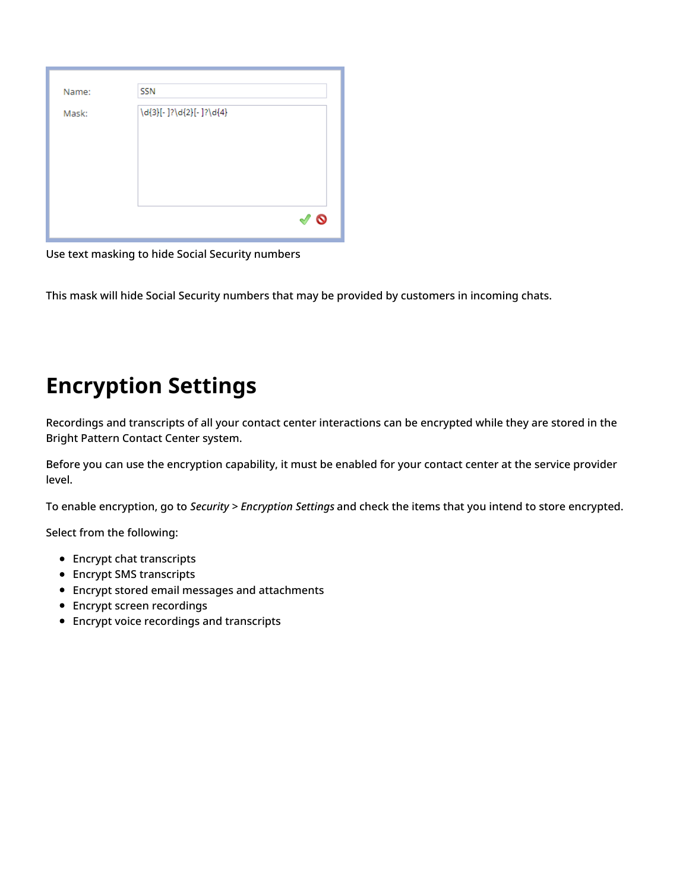Name: SSN

Mask: \d{3}[- ]?\d{2}[- ]?\d{4}

Use text masking to hide Social Security numbers

This mask will hide Social Security numbers that may be provided by customers in incoming chats.

# Encryption Settings

Recordings and transcripts of all your contact center interactions can be encrypted while they are stored in the Bright Pattern Contact Center system.

Before you can use the encryption capability, it must be enabled for your contact center at the service provider level.

To enable encryption, go to *Security* > *Encryption Settings* and check the items that you intend to store encrypted.

Select from the following:

- Encrypt chat transcripts
- Encrypt SMS transcripts
- Encrypt stored email messages and attachments
- Encrypt screen recordings
- Encrypt voice recordings and transcripts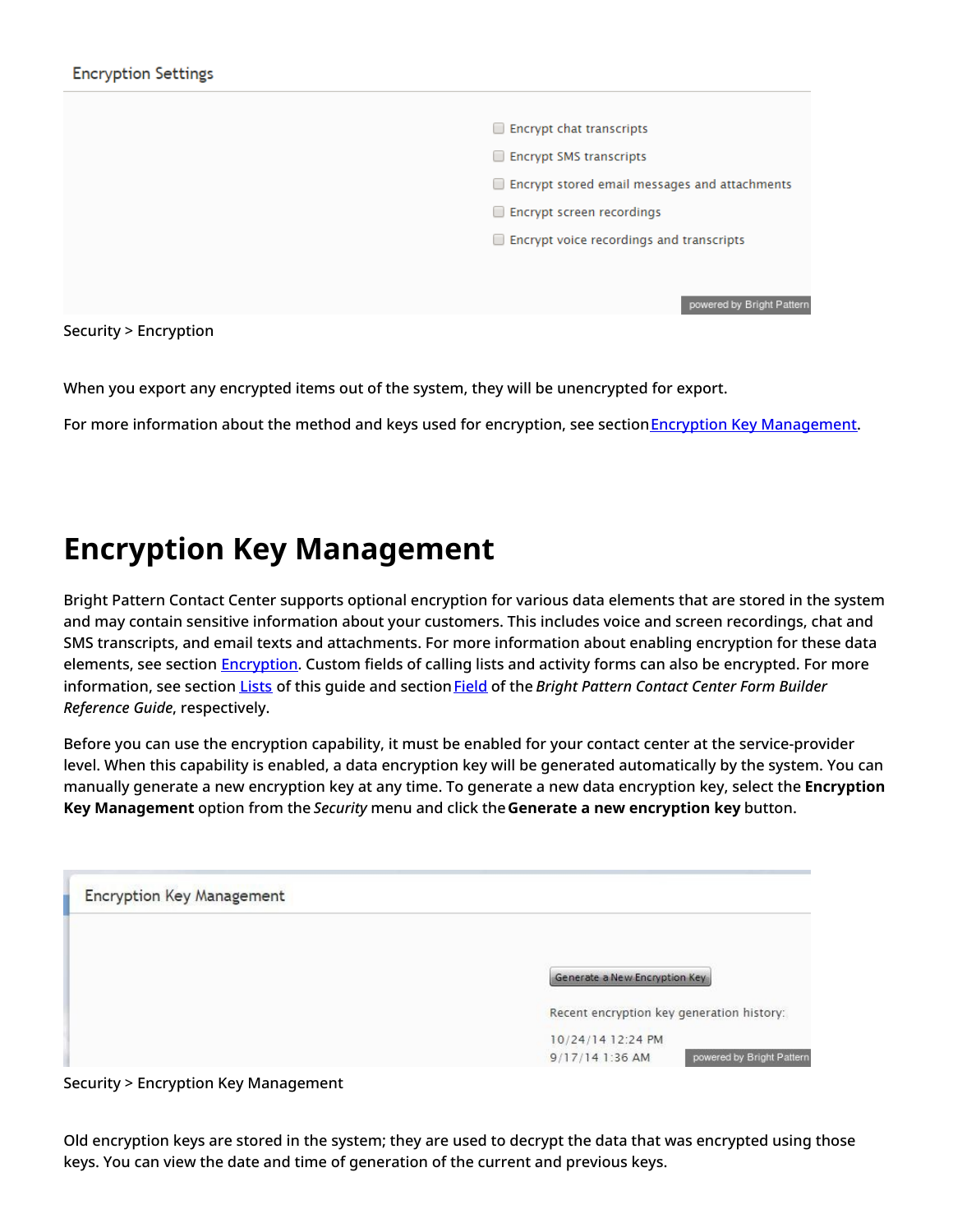Encryption Settings

- Encrypt chat transcripts
- Encrypt SMS transcripts
- Encrypt stored email messages and attachments
- Encrypt screen recordings
- Encrypt voice recordings and transcripts

powered by Bright Pattern

Security > Encryption

When you export any encrypted items out of the system, they will be unencrypted for export.

For more information about the method and keys used for encryption, see section Encryption Key Management.

# Encryption Key Management

Bright Pattern Contact Center supports optional encryption for various data elements that are stored in the system and may contain sensitive information about your customers. This includes voice and screen recordings, chat and SMS transcripts, and email texts and attachments. For more information about enabling encryption for these data elements, see section Encryption. Custom fields of calling lists and activity forms can also be encrypted. For more information, see section Lists of this guide and section Field of the *Bright Pattern Contact Center Form Builder Reference Guide*, respectively.

Before you can use the encryption capability, it must be enabled for your contact center at the service-provider level. When this capability is enabled, a data encryption key will be generated automatically by the system. You can manually generate a new encryption key at any time. To generate a new data encryption key, select the **Encryption Key Management** option from the *Security* menu and click the **Generate a new encryption key** button.

Encryption Key Management

Generate a New Encryption Key

Recent encryption key generation history:

10/24/14 12:24 PM
9/17/14 1:36 AM

powered by Bright Pattern

Security > Encryption Key Management

Old encryption keys are stored in the system; they are used to decrypt the data that was encrypted using those keys. You can view the date and time of generation of the current and previous keys.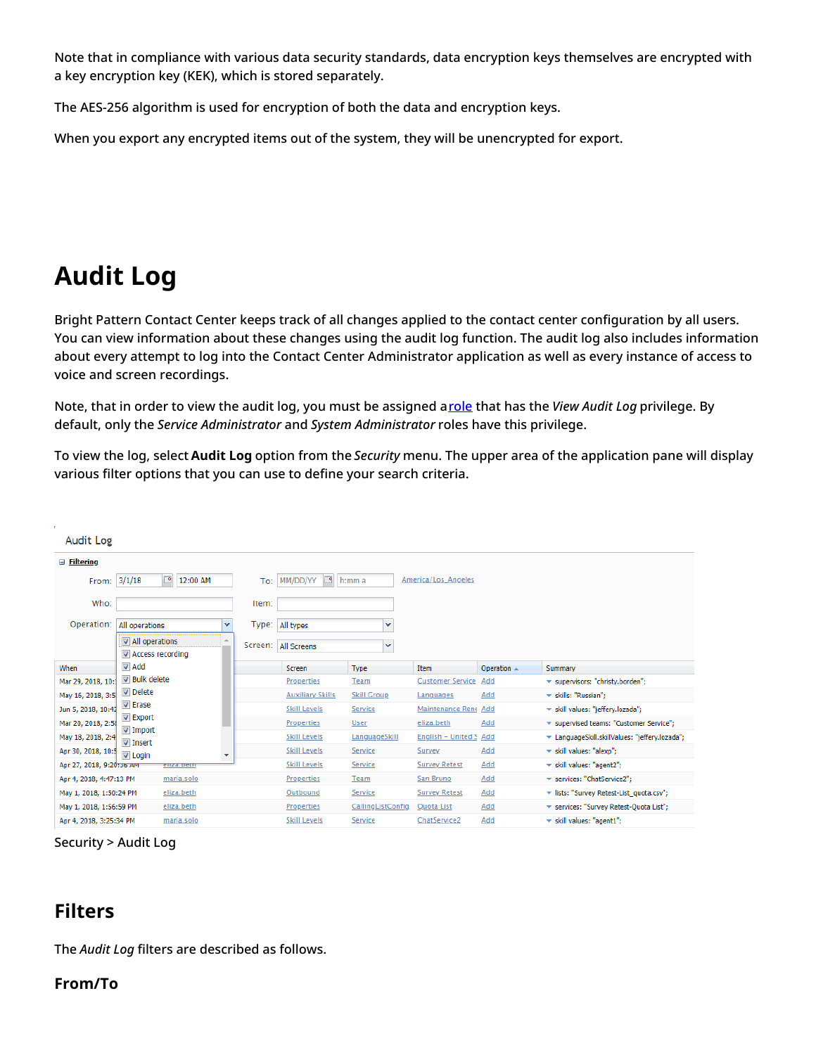Note that in compliance with various data security standards, data encryption keys themselves are encrypted with a key encryption key (KEK), which is stored separately.

The AES-256 algorithm is used for encryption of both the data and encryption keys.

When you export any encrypted items out of the system, they will be unencrypted for export.

# Audit Log

Bright Pattern Contact Center keeps track of all changes applied to the contact center configuration by all users. You can view information about these changes using the audit log function. The audit log also includes information about every attempt to log into the Contact Center Administrator application as well as every instance of access to voice and screen recordings.

Note, that in order to view the audit log, you must be assigned a role that has the *View Audit Log* privilege. By default, only the *Service Administrator* and *System Administrator* roles have this privilege.

To view the log, select **Audit Log** option from the *Security* menu. The upper area of the application pane will display various filter options that you can use to define your search criteria.

Security > Audit Log

## Filters

The *Audit Log* filters are described as follows.

### From/To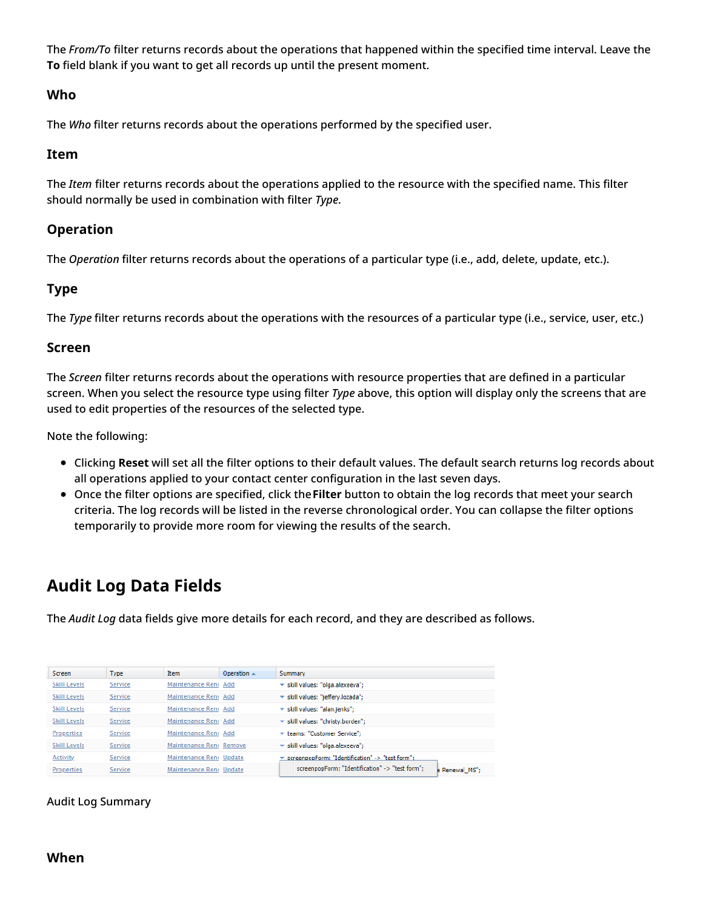The *From/To* filter returns records about the operations that happened within the specified time interval. Leave the **To** field blank if you want to get all records up until the present moment.

### Who

The *Who* filter returns records about the operations performed by the specified user.

### Item

The *Item* filter returns records about the operations applied to the resource with the specified name. This filter should normally be used in combination with filter *Type*.

### Operation

The *Operation* filter returns records about the operations of a particular type (i.e., add, delete, update, etc.).

### Type

The *Type* filter returns records about the operations with the resources of a particular type (i.e., service, user, etc.)

### Screen

The *Screen* filter returns records about the operations with resource properties that are defined in a particular screen. When you select the resource type using filter *Type* above, this option will display only the screens that are used to edit properties of the resources of the selected type.

Note the following:

- Clicking **Reset** will set all the filter options to their default values. The default search returns log records about all operations applied to your contact center configuration in the last seven days.
- Once the filter options are specified, click the **Filter** button to obtain the log records that meet your search criteria. The log records will be listed in the reverse chronological order. You can collapse the filter options temporarily to provide more room for viewing the results of the search.

## Audit Log Data Fields

The *Audit Log* data fields give more details for each record, and they are described as follows.

| Screen | Type | Item | Operation | Summary |
|---|---|---|---|---|
| Skill Levels | Service | Maintenance Ren | Add | skill values: "olga.alexeeva"; |
| Skill Levels | Service | Maintenance Ren | Add | skill values: "jeffery.lozada"; |
| Skill Levels | Service | Maintenance Ren | Add | skill values: "alan.jenks"; |
| Skill Levels | Service | Maintenance Ren | Add | skill values: "christy.borden"; |
| Properties | Service | Maintenance Ren | Add | teams: "Customer Service"; |
| Skill Levels | Service | Maintenance Ren | Remove | skill values: "olga.alexeeva"; |
| Activity | Service | Maintenance Ren | Update | screenpopForm: "Identification" -> "test form"; |
| Properties | Service | Maintenance Ren | Update | screenpopForm: "Identification" -> "test form"; ... Renewal_MS"; |

Audit Log Summary

### When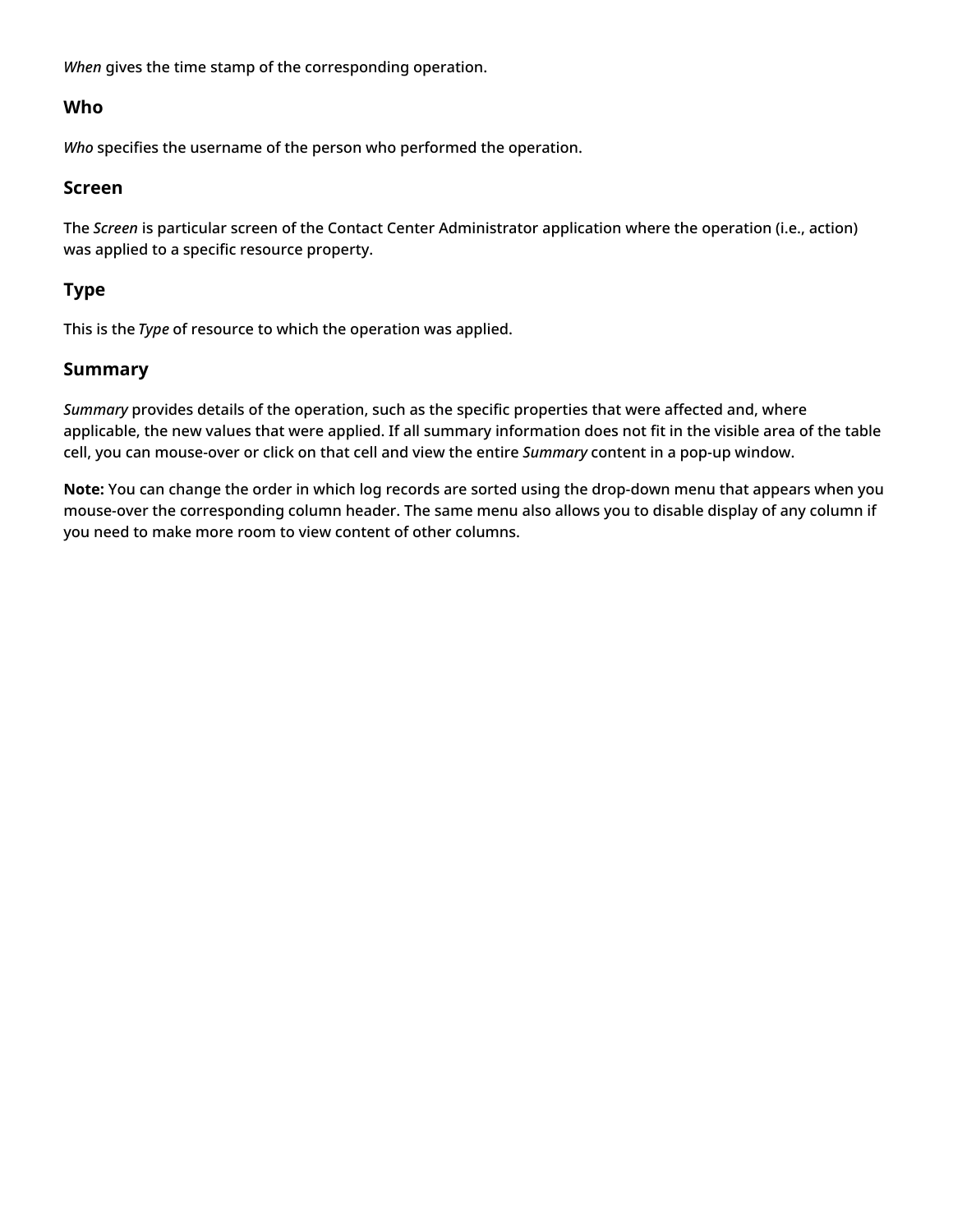*When* gives the time stamp of the corresponding operation.

### Who

*Who* specifies the username of the person who performed the operation.

### Screen

The *Screen* is particular screen of the Contact Center Administrator application where the operation (i.e., action) was applied to a specific resource property.

### Type

This is the *Type* of resource to which the operation was applied.

### Summary

*Summary* provides details of the operation, such as the specific properties that were affected and, where applicable, the new values that were applied. If all summary information does not fit in the visible area of the table cell, you can mouse-over or click on that cell and view the entire *Summary* content in a pop-up window.

**Note:** You can change the order in which log records are sorted using the drop-down menu that appears when you mouse-over the corresponding column header. The same menu also allows you to disable display of any column if you need to make more room to view content of other columns.